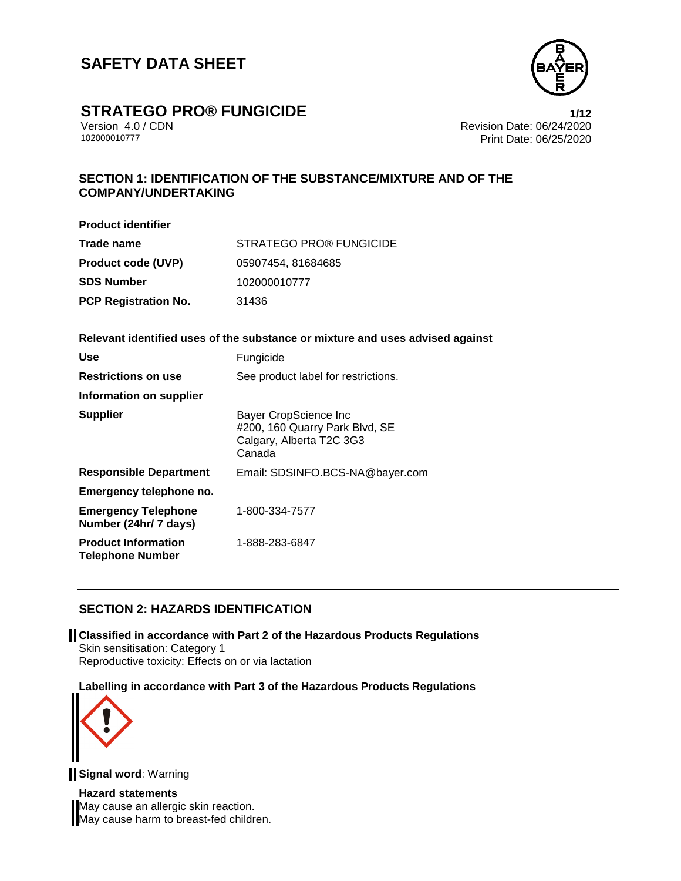# SAFETY DATA SHEET

## STRATEGO PRO® FUNGICIDE

Version 4.0 / CDN
102000010777

Revision Date: 06/24/2020
Print Date: 06/25/2020

### SECTION 1: IDENTIFICATION OF THE SUBSTANCE/MIXTURE AND OF THE COMPANY/UNDERTAKING

**Product identifier**

| | |
|---|---|
| **Trade name** | STRATEGO PRO® FUNGICIDE |
| **Product code (UVP)** | 05907454, 81684685 |
| **SDS Number** | 102000010777 |
| **PCP Registration No.** | 31436 |

**Relevant identified uses of the substance or mixture and uses advised against**

| | |
|---|---|
| **Use** | Fungicide |
| **Restrictions on use** | See product label for restrictions. |
| **Information on supplier** | |
| **Supplier** | Bayer CropScience Inc<br>#200, 160 Quarry Park Blvd, SE<br>Calgary, Alberta T2C 3G3<br>Canada |
| **Responsible Department** | Email: SDSINFO.BCS-NA@bayer.com |
| **Emergency telephone no.** | |
| **Emergency Telephone Number (24hr/ 7 days)** | 1-800-334-7577 |
| **Product Information Telephone Number** | 1-888-283-6847 |

### SECTION 2: HAZARDS IDENTIFICATION

**Classified in accordance with Part 2 of the Hazardous Products Regulations**
Skin sensitisation: Category 1
Reproductive toxicity: Effects on or via lactation

**Labelling in accordance with Part 3 of the Hazardous Products Regulations**

**Signal word**: Warning

**Hazard statements**
May cause an allergic skin reaction.
May cause harm to breast-fed children.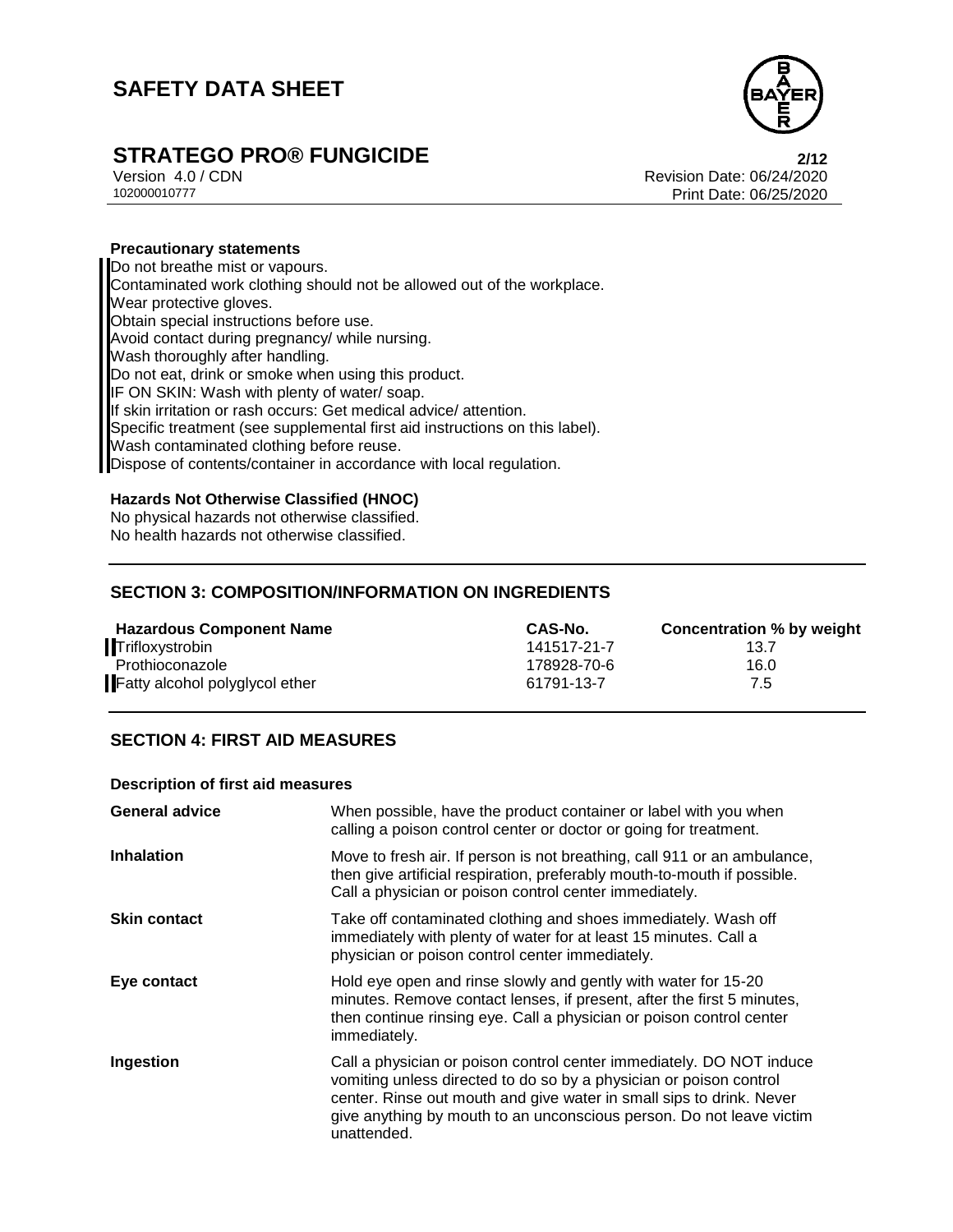**Precautionary statements**

Do not breathe mist or vapours.
Contaminated work clothing should not be allowed out of the workplace.
Wear protective gloves.
Obtain special instructions before use.
Avoid contact during pregnancy/ while nursing.
Wash thoroughly after handling.
Do not eat, drink or smoke when using this product.
IF ON SKIN: Wash with plenty of water/ soap.
If skin irritation or rash occurs: Get medical advice/ attention.
Specific treatment (see supplemental first aid instructions on this label).
Wash contaminated clothing before reuse.
Dispose of contents/container in accordance with local regulation.

**Hazards Not Otherwise Classified (HNOC)**

No physical hazards not otherwise classified.
No health hazards not otherwise classified.

## SECTION 3: COMPOSITION/INFORMATION ON INGREDIENTS

| Hazardous Component Name | CAS-No. | Concentration % by weight |
|---|---|---|
| Trifloxystrobin | 141517-21-7 | 13.7 |
| Prothioconazole | 178928-70-6 | 16.0 |
| Fatty alcohol polyglycol ether | 61791-13-7 | 7.5 |

## SECTION 4: FIRST AID MEASURES

**Description of first aid measures**

| | |
|---|---|
| **General advice** | When possible, have the product container or label with you when calling a poison control center or doctor or going for treatment. |
| **Inhalation** | Move to fresh air. If person is not breathing, call 911 or an ambulance, then give artificial respiration, preferably mouth-to-mouth if possible. Call a physician or poison control center immediately. |
| **Skin contact** | Take off contaminated clothing and shoes immediately. Wash off immediately with plenty of water for at least 15 minutes. Call a physician or poison control center immediately. |
| **Eye contact** | Hold eye open and rinse slowly and gently with water for 15-20 minutes. Remove contact lenses, if present, after the first 5 minutes, then continue rinsing eye. Call a physician or poison control center immediately. |
| **Ingestion** | Call a physician or poison control center immediately. DO NOT induce vomiting unless directed to do so by a physician or poison control center. Rinse out mouth and give water in small sips to drink. Never give anything by mouth to an unconscious person. Do not leave victim unattended. |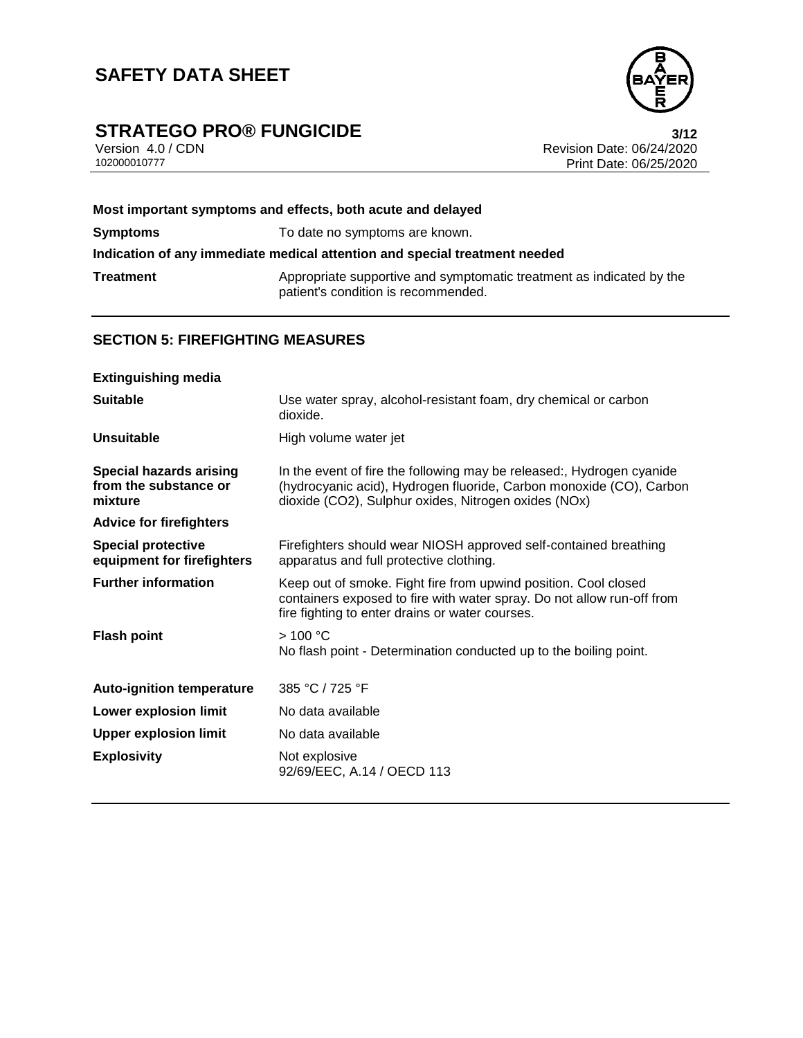**Most important symptoms and effects, both acute and delayed**

**Symptoms** To date no symptoms are known.

**Indication of any immediate medical attention and special treatment needed**

**Treatment** Appropriate supportive and symptomatic treatment as indicated by the patient's condition is recommended.

## SECTION 5: FIREFIGHTING MEASURES

**Extinguishing media**

**Suitable** Use water spray, alcohol-resistant foam, dry chemical or carbon dioxide.

**Unsuitable** High volume water jet

**Special hazards arising from the substance or mixture** In the event of fire the following may be released:, Hydrogen cyanide (hydrocyanic acid), Hydrogen fluoride, Carbon monoxide (CO), Carbon dioxide ($CO_2$), Sulphur oxides, Nitrogen oxides ($NO_x$)

**Advice for firefighters**

**Special protective equipment for firefighters** Firefighters should wear NIOSH approved self-contained breathing apparatus and full protective clothing.

**Further information** Keep out of smoke. Fight fire from upwind position. Cool closed containers exposed to fire with water spray. Do not allow run-off from fire fighting to enter drains or water courses.

**Flash point** > 100 °C
No flash point - Determination conducted up to the boiling point.

**Auto-ignition temperature** 385 °C / 725 °F

**Lower explosion limit** No data available

**Upper explosion limit** No data available

**Explosivity** Not explosive
92/69/EEC, A.14 / OECD 113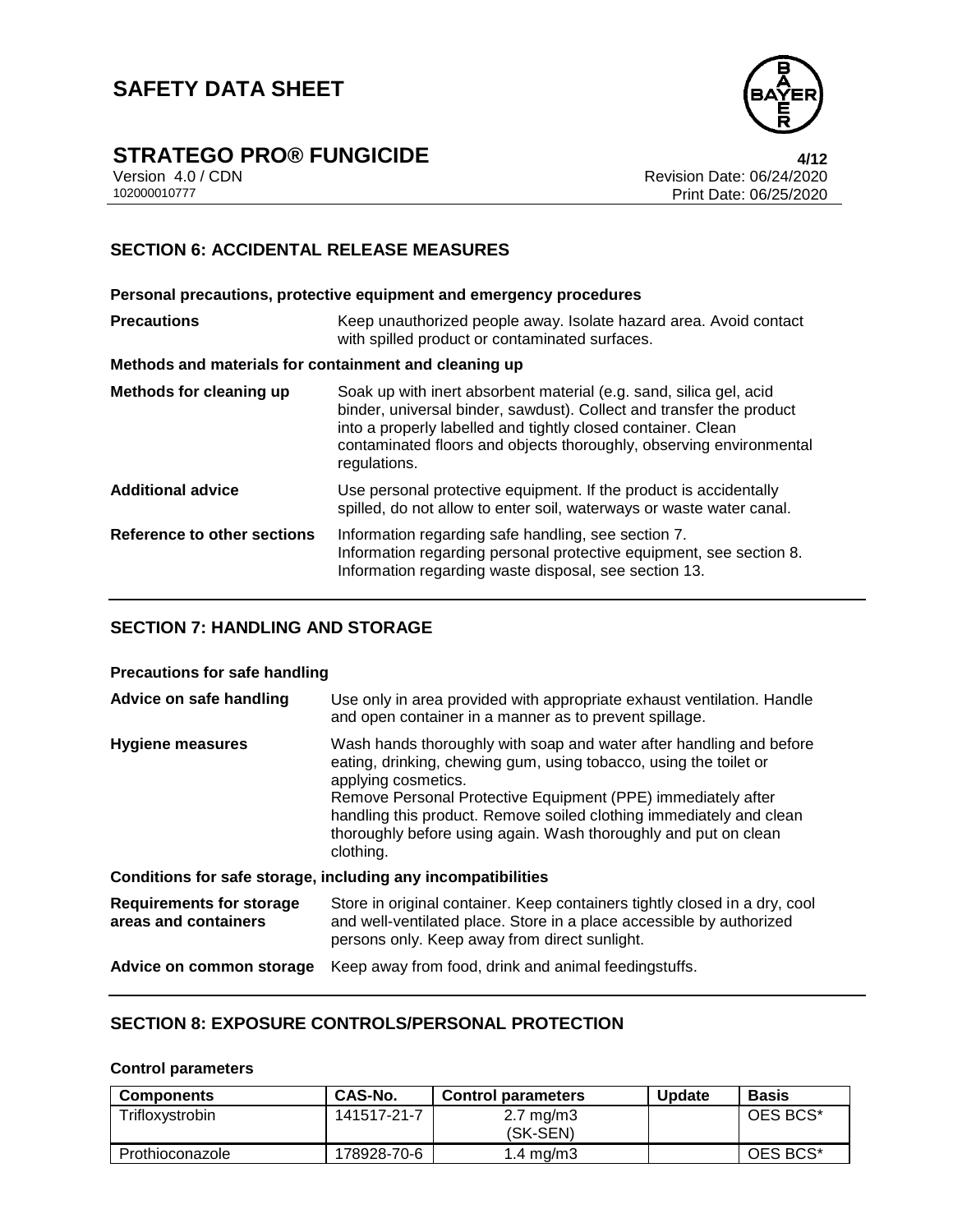## SECTION 6: ACCIDENTAL RELEASE MEASURES

**Personal precautions, protective equipment and emergency procedures**

| | |
|---|---|
| **Precautions** | Keep unauthorized people away. Isolate hazard area. Avoid contact with spilled product or contaminated surfaces. |

**Methods and materials for containment and cleaning up**

| | |
|---|---|
| **Methods for cleaning up** | Soak up with inert absorbent material (e.g. sand, silica gel, acid binder, universal binder, sawdust). Collect and transfer the product into a properly labelled and tightly closed container. Clean contaminated floors and objects thoroughly, observing environmental regulations. |
| **Additional advice** | Use personal protective equipment. If the product is accidentally spilled, do not allow to enter soil, waterways or waste water canal. |
| **Reference to other sections** | Information regarding safe handling, see section 7.<br>Information regarding personal protective equipment, see section 8.<br>Information regarding waste disposal, see section 13. |

## SECTION 7: HANDLING AND STORAGE

**Precautions for safe handling**

| | |
|---|---|
| **Advice on safe handling** | Use only in area provided with appropriate exhaust ventilation. Handle and open container in a manner as to prevent spillage. |
| **Hygiene measures** | Wash hands thoroughly with soap and water after handling and before eating, drinking, chewing gum, using tobacco, using the toilet or applying cosmetics.<br>Remove Personal Protective Equipment (PPE) immediately after handling this product. Remove soiled clothing immediately and clean thoroughly before using again. Wash thoroughly and put on clean clothing. |

**Conditions for safe storage, including any incompatibilities**

| | |
|---|---|
| **Requirements for storage areas and containers** | Store in original container. Keep containers tightly closed in a dry, cool and well-ventilated place. Store in a place accessible by authorized persons only. Keep away from direct sunlight. |
| **Advice on common storage** | Keep away from food, drink and animal feedingstuffs. |

## SECTION 8: EXPOSURE CONTROLS/PERSONAL PROTECTION

**Control parameters**

| Components | CAS-No. | Control parameters | Update | Basis |
|---|---|---|---|---|
| Trifloxystrobin | 141517-21-7 | 2.7 mg/m3<br>(SK-SEN) | | OES BCS* |
| Prothioconazole | 178928-70-6 | 1.4 mg/m3 | | OES BCS* |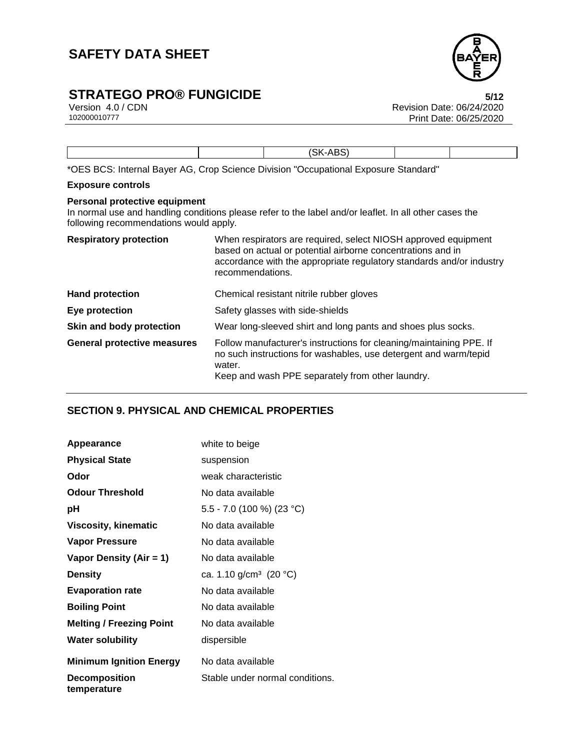|  |  | (SK-ABS) |  |  |
|---|---|---|---|---|

*OES BCS: Internal Bayer AG, Crop Science Division "Occupational Exposure Standard"

**Exposure controls**

**Personal protective equipment**

In normal use and handling conditions please refer to the label and/or leaflet. In all other cases the following recommendations would apply.

| | |
|---|---|
| **Respiratory protection** | When respirators are required, select NIOSH approved equipment based on actual or potential airborne concentrations and in accordance with the appropriate regulatory standards and/or industry recommendations. |
| **Hand protection** | Chemical resistant nitrile rubber gloves |
| **Eye protection** | Safety glasses with side-shields |
| **Skin and body protection** | Wear long-sleeved shirt and long pants and shoes plus socks. |
| **General protective measures** | Follow manufacturer's instructions for cleaning/maintaining PPE. If no such instructions for washables, use detergent and warm/tepid water.<br>Keep and wash PPE separately from other laundry. |

## SECTION 9. PHYSICAL AND CHEMICAL PROPERTIES

| | |
|---|---|
| **Appearance** | white to beige |
| **Physical State** | suspension |
| **Odor** | weak characteristic |
| **Odour Threshold** | No data available |
| **pH** | 5.5 - 7.0 (100 %) (23 °C) |
| **Viscosity, kinematic** | No data available |
| **Vapor Pressure** | No data available |
| **Vapor Density (Air = 1)** | No data available |
| **Density** | ca. 1.10 g/cm³ (20 °C) |
| **Evaporation rate** | No data available |
| **Boiling Point** | No data available |
| **Melting / Freezing Point** | No data available |
| **Water solubility** | dispersible |
| **Minimum Ignition Energy** | No data available |
| **Decomposition temperature** | Stable under normal conditions. |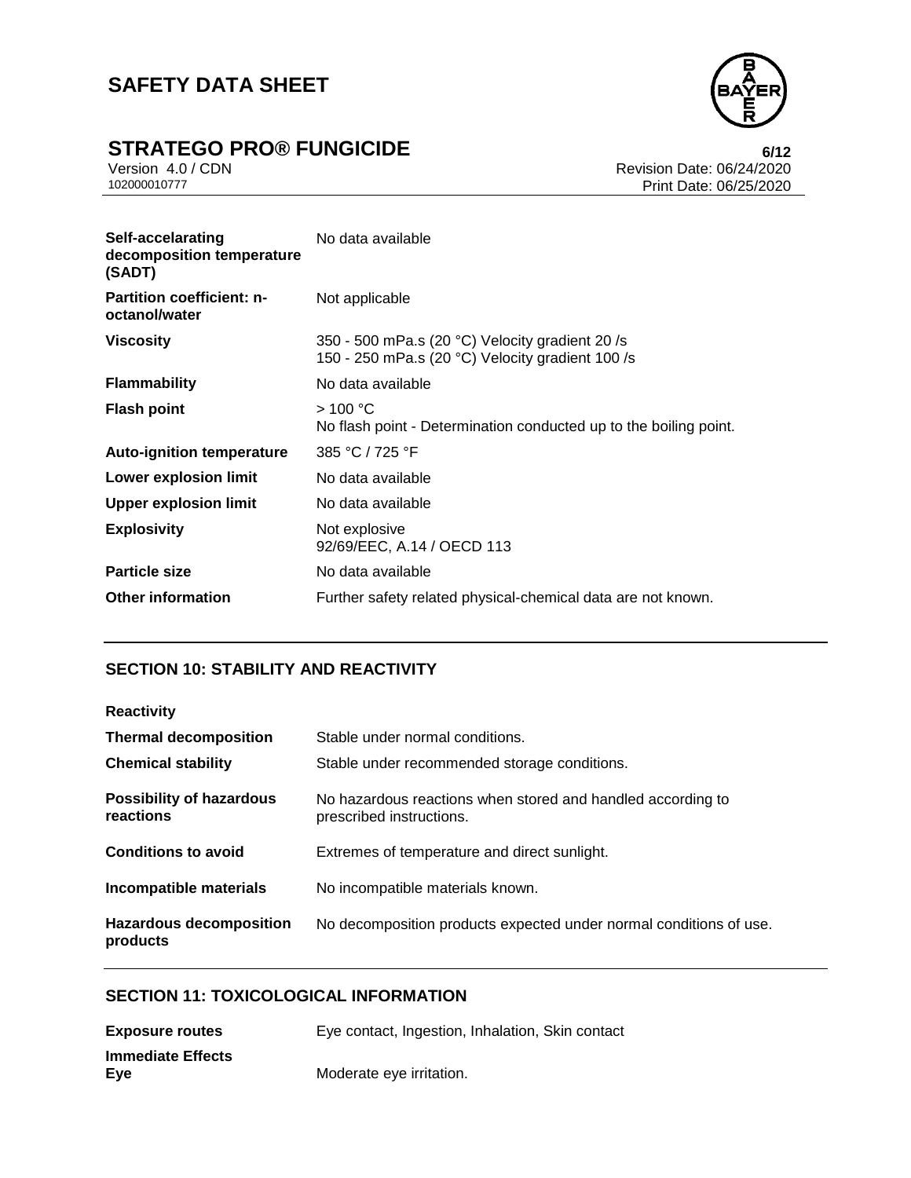| | |
|---|---|
| **Self-accelarating decomposition temperature (SADT)** | No data available |
| **Partition coefficient: n-octanol/water** | Not applicable |
| **Viscosity** | 350 - 500 mPa.s (20 °C) Velocity gradient 20 /s<br>150 - 250 mPa.s (20 °C) Velocity gradient 100 /s |
| **Flammability** | No data available |
| **Flash point** | > 100 °C<br>No flash point - Determination conducted up to the boiling point. |
| **Auto-ignition temperature** | 385 °C / 725 °F |
| **Lower explosion limit** | No data available |
| **Upper explosion limit** | No data available |
| **Explosivity** | Not explosive<br>92/69/EEC, A.14 / OECD 113 |
| **Particle size** | No data available |
| **Other information** | Further safety related physical-chemical data are not known. |

## SECTION 10: STABILITY AND REACTIVITY

**Reactivity**

| | |
|---|---|
| **Thermal decomposition** | Stable under normal conditions. |
| **Chemical stability** | Stable under recommended storage conditions. |
| **Possibility of hazardous reactions** | No hazardous reactions when stored and handled according to prescribed instructions. |
| **Conditions to avoid** | Extremes of temperature and direct sunlight. |
| **Incompatible materials** | No incompatible materials known. |
| **Hazardous decomposition products** | No decomposition products expected under normal conditions of use. |

## SECTION 11: TOXICOLOGICAL INFORMATION

| | |
|---|---|
| **Exposure routes** | Eye contact, Ingestion, Inhalation, Skin contact |

**Immediate Effects**

| | |
|---|---|
| **Eye** | Moderate eye irritation. |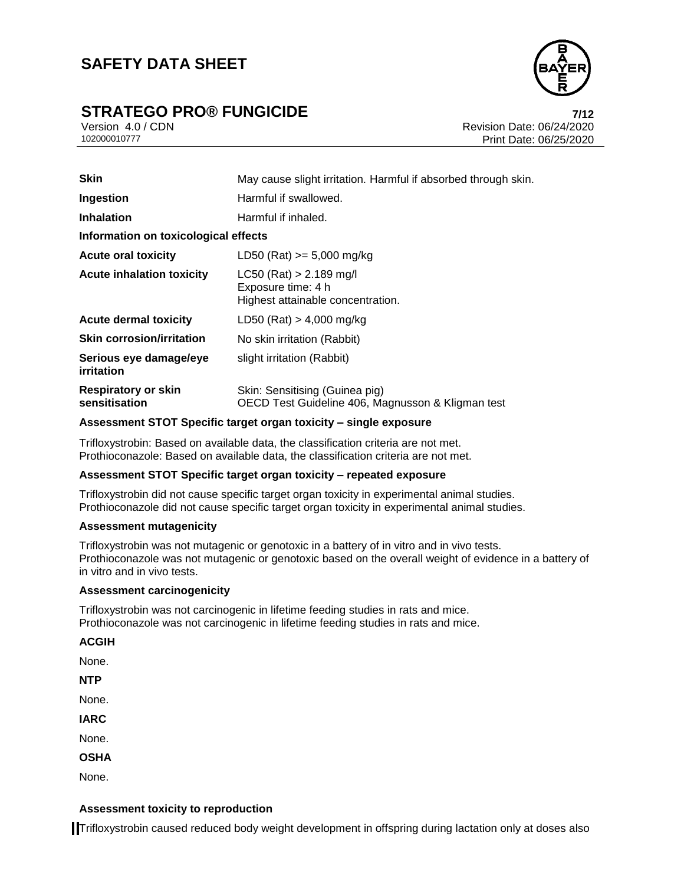| | |
|---|---|
| **Skin** | May cause slight irritation. Harmful if absorbed through skin. |
| **Ingestion** | Harmful if swallowed. |
| **Inhalation** | Harmful if inhaled. |

**Information on toxicological effects**

| | |
|---|---|
| **Acute oral toxicity** | LD50 (Rat) >= 5,000 mg/kg |
| **Acute inhalation toxicity** | LC50 (Rat) > 2.189 mg/l<br>Exposure time: 4 h<br>Highest attainable concentration. |
| **Acute dermal toxicity** | LD50 (Rat) > 4,000 mg/kg |
| **Skin corrosion/irritation** | No skin irritation (Rabbit) |
| **Serious eye damage/eye irritation** | slight irritation (Rabbit) |
| **Respiratory or skin sensitisation** | Skin: Sensitising (Guinea pig)<br>OECD Test Guideline 406, Magnusson & Kligman test |

**Assessment STOT Specific target organ toxicity – single exposure**

Trifloxystrobin: Based on available data, the classification criteria are not met.
Prothioconazole: Based on available data, the classification criteria are not met.

**Assessment STOT Specific target organ toxicity – repeated exposure**

Trifloxystrobin did not cause specific target organ toxicity in experimental animal studies.
Prothioconazole did not cause specific target organ toxicity in experimental animal studies.

**Assessment mutagenicity**

Trifloxystrobin was not mutagenic or genotoxic in a battery of in vitro and in vivo tests.
Prothioconazole was not mutagenic or genotoxic based on the overall weight of evidence in a battery of in vitro and in vivo tests.

**Assessment carcinogenicity**

Trifloxystrobin was not carcinogenic in lifetime feeding studies in rats and mice.
Prothioconazole was not carcinogenic in lifetime feeding studies in rats and mice.

**ACGIH**

None.

**NTP**

None.

**IARC**

None.

**OSHA**

None.

**Assessment toxicity to reproduction**

Trifloxystrobin caused reduced body weight development in offspring during lactation only at doses also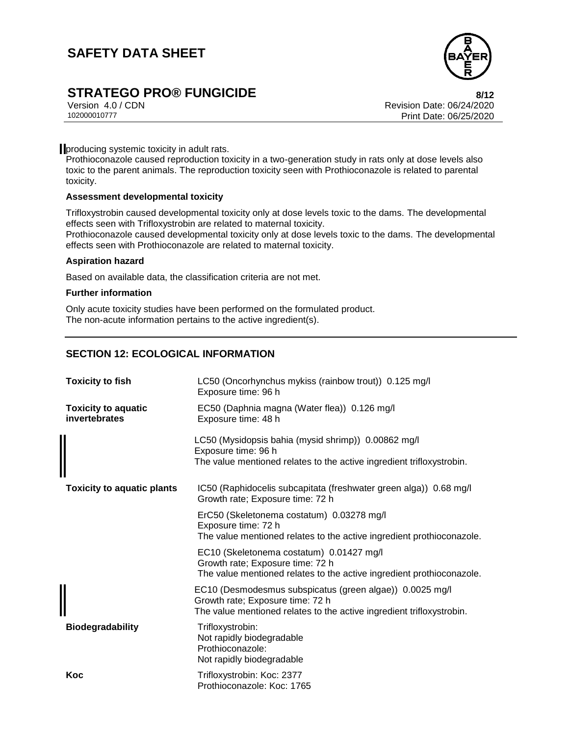producing systemic toxicity in adult rats.
Prothioconazole caused reproduction toxicity in a two-generation study in rats only at dose levels also toxic to the parent animals. The reproduction toxicity seen with Prothioconazole is related to parental toxicity.

**Assessment developmental toxicity**

Trifloxystrobin caused developmental toxicity only at dose levels toxic to the dams. The developmental effects seen with Trifloxystrobin are related to maternal toxicity.
Prothioconazole caused developmental toxicity only at dose levels toxic to the dams. The developmental effects seen with Prothioconazole are related to maternal toxicity.

**Aspiration hazard**

Based on available data, the classification criteria are not met.

**Further information**

Only acute toxicity studies have been performed on the formulated product.
The non-acute information pertains to the active ingredient(s).

## SECTION 12: ECOLOGICAL INFORMATION

| | |
|---|---|
| **Toxicity to fish** | LC50 (Oncorhynchus mykiss (rainbow trout)) 0.125 mg/l<br>Exposure time: 96 h |
| **Toxicity to aquatic invertebrates** | EC50 (Daphnia magna (Water flea)) 0.126 mg/l<br>Exposure time: 48 h |
| | LC50 (Mysidopsis bahia (mysid shrimp)) 0.00862 mg/l<br>Exposure time: 96 h<br>The value mentioned relates to the active ingredient trifloxystrobin. |
| **Toxicity to aquatic plants** | IC50 (Raphidocelis subcapitata (freshwater green alga)) 0.68 mg/l<br>Growth rate; Exposure time: 72 h |
| | ErC50 (Skeletonema costatum) 0.03278 mg/l<br>Exposure time: 72 h<br>The value mentioned relates to the active ingredient prothioconazole. |
| | EC10 (Skeletonema costatum) 0.01427 mg/l<br>Growth rate; Exposure time: 72 h<br>The value mentioned relates to the active ingredient prothioconazole. |
| | EC10 (Desmodesmus subspicatus (green algae)) 0.0025 mg/l<br>Growth rate; Exposure time: 72 h<br>The value mentioned relates to the active ingredient trifloxystrobin. |
| **Biodegradability** | Trifloxystrobin:<br>Not rapidly biodegradable<br>Prothioconazole:<br>Not rapidly biodegradable |
| **Koc** | Trifloxystrobin: Koc: 2377<br>Prothioconazole: Koc: 1765 |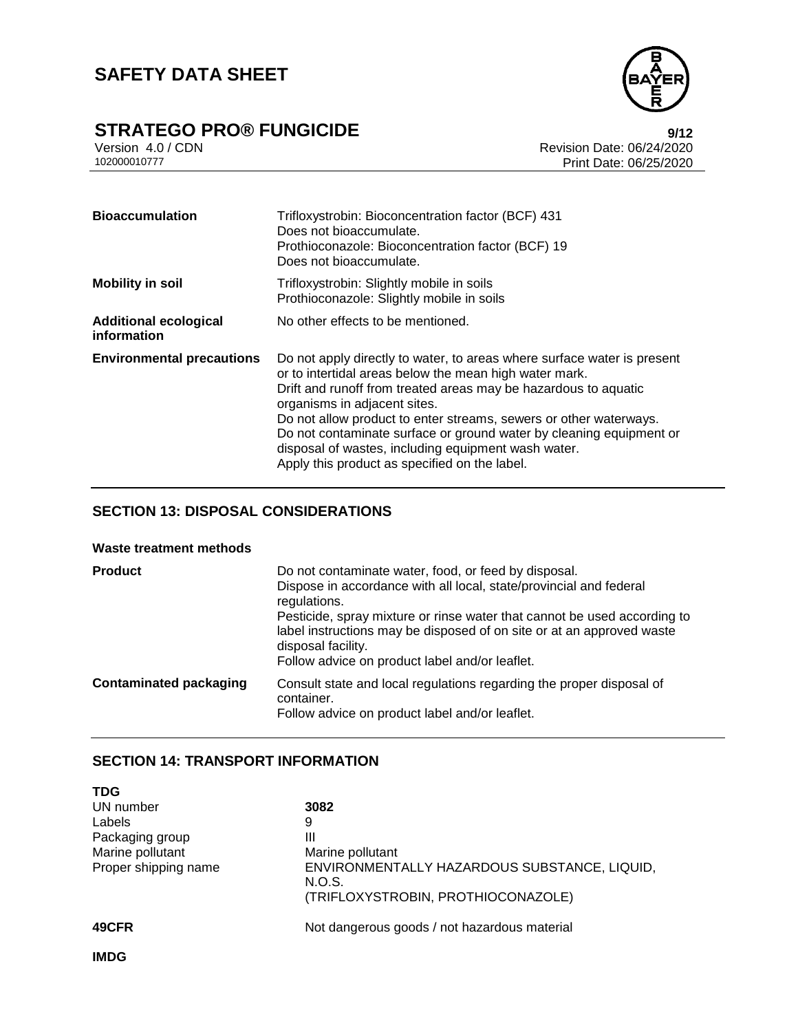| | |
|---|---|
| **Bioaccumulation** | Trifloxystrobin: Bioconcentration factor (BCF) 431<br>Does not bioaccumulate.<br>Prothioconazole: Bioconcentration factor (BCF) 19<br>Does not bioaccumulate. |
| **Mobility in soil** | Trifloxystrobin: Slightly mobile in soils<br>Prothioconazole: Slightly mobile in soils |
| **Additional ecological information** | No other effects to be mentioned. |
| **Environmental precautions** | Do not apply directly to water, to areas where surface water is present or to intertidal areas below the mean high water mark.<br>Drift and runoff from treated areas may be hazardous to aquatic organisms in adjacent sites.<br>Do not allow product to enter streams, sewers or other waterways.<br>Do not contaminate surface or ground water by cleaning equipment or disposal of wastes, including equipment wash water.<br>Apply this product as specified on the label. |

## SECTION 13: DISPOSAL CONSIDERATIONS

**Waste treatment methods**

| | |
|---|---|
| **Product** | Do not contaminate water, food, or feed by disposal.<br>Dispose in accordance with all local, state/provincial and federal regulations.<br>Pesticide, spray mixture or rinse water that cannot be used according to label instructions may be disposed of on site or at an approved waste disposal facility.<br>Follow advice on product label and/or leaflet. |
| **Contaminated packaging** | Consult state and local regulations regarding the proper disposal of container.<br>Follow advice on product label and/or leaflet. |

## SECTION 14: TRANSPORT INFORMATION

**TDG**

| | |
|---|---|
| UN number | **3082** |
| Labels | 9 |
| Packaging group | III |
| Marine pollutant | Marine pollutant |
| Proper shipping name | ENVIRONMENTALLY HAZARDOUS SUBSTANCE, LIQUID, N.O.S.<br>(TRIFLOXYSTROBIN, PROTHIOCONAZOLE) |

**49CFR** Not dangerous goods / not hazardous material

**IMDG**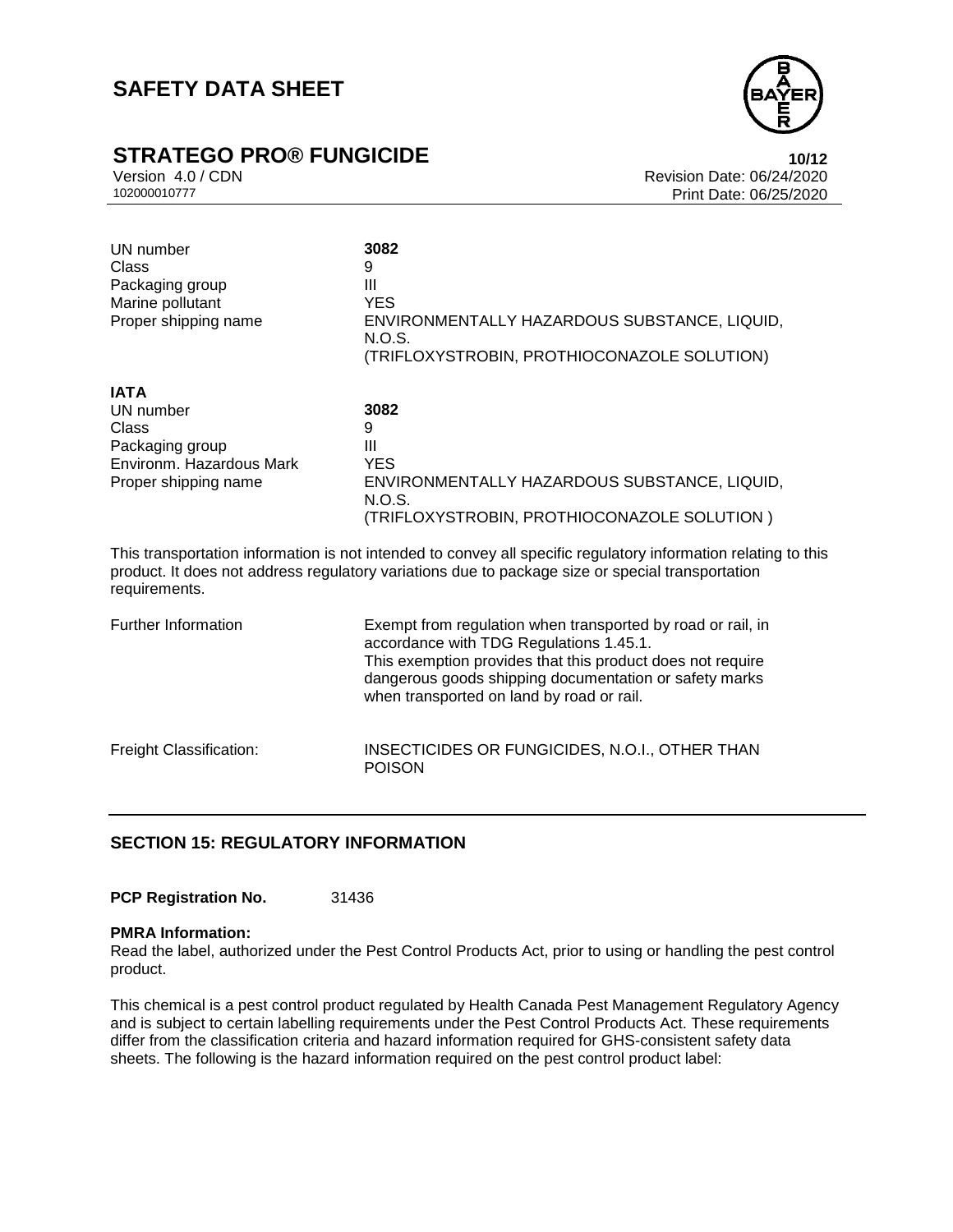| | |
|---|---|
| UN number | **3082** |
| Class | 9 |
| Packaging group | III |
| Marine pollutant | YES |
| Proper shipping name | ENVIRONMENTALLY HAZARDOUS SUBSTANCE, LIQUID, N.O.S. (TRIFLOXYSTROBIN, PROTHIOCONAZOLE SOLUTION) |

**IATA**

| | |
|---|---|
| UN number | **3082** |
| Class | 9 |
| Packaging group | III |
| Environm. Hazardous Mark | YES |
| Proper shipping name | ENVIRONMENTALLY HAZARDOUS SUBSTANCE, LIQUID, N.O.S. (TRIFLOXYSTROBIN, PROTHIOCONAZOLE SOLUTION ) |

This transportation information is not intended to convey all specific regulatory information relating to this product. It does not address regulatory variations due to package size or special transportation requirements.

| | |
|---|---|
| Further Information | Exempt from regulation when transported by road or rail, in accordance with TDG Regulations 1.45.1. This exemption provides that this product does not require dangerous goods shipping documentation or safety marks when transported on land by road or rail. |
| Freight Classification: | INSECTICIDES OR FUNGICIDES, N.O.I., OTHER THAN POISON |

## SECTION 15: REGULATORY INFORMATION

**PCP Registration No.** 31436

**PMRA Information:**
Read the label, authorized under the Pest Control Products Act, prior to using or handling the pest control product.

This chemical is a pest control product regulated by Health Canada Pest Management Regulatory Agency and is subject to certain labelling requirements under the Pest Control Products Act. These requirements differ from the classification criteria and hazard information required for GHS-consistent safety data sheets. The following is the hazard information required on the pest control product label: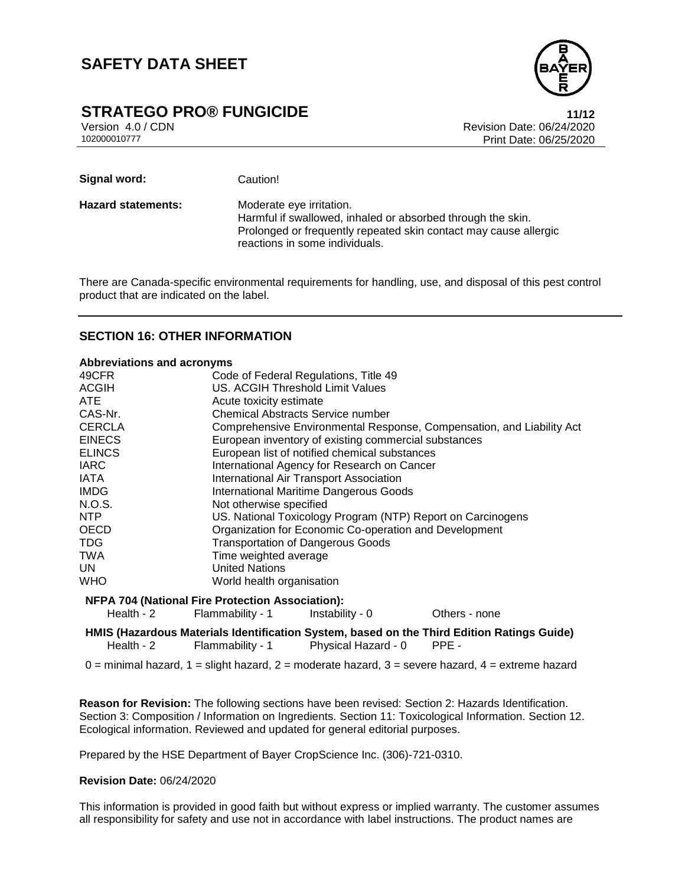**Signal word:** Caution!

**Hazard statements:** Moderate eye irritation.
Harmful if swallowed, inhaled or absorbed through the skin.
Prolonged or frequently repeated skin contact may cause allergic reactions in some individuals.

There are Canada-specific environmental requirements for handling, use, and disposal of this pest control product that are indicated on the label.

## SECTION 16: OTHER INFORMATION

**Abbreviations and acronyms**

| | |
|---|---|
| 49CFR | Code of Federal Regulations, Title 49 |
| ACGIH | US. ACGIH Threshold Limit Values |
| ATE | Acute toxicity estimate |
| CAS-Nr. | Chemical Abstracts Service number |
| CERCLA | Comprehensive Environmental Response, Compensation, and Liability Act |
| EINECS | European inventory of existing commercial substances |
| ELINCS | European list of notified chemical substances |
| IARC | International Agency for Research on Cancer |
| IATA | International Air Transport Association |
| IMDG | International Maritime Dangerous Goods |
| N.O.S. | Not otherwise specified |
| NTP | US. National Toxicology Program (NTP) Report on Carcinogens |
| OECD | Organization for Economic Co-operation and Development |
| TDG | Transportation of Dangerous Goods |
| TWA | Time weighted average |
| UN | United Nations |
| WHO | World health organisation |

**NFPA 704 (National Fire Protection Association):**

Health - 2 Flammability - 1 Instability - 0 Others - none

**HMIS (Hazardous Materials Identification System, based on the Third Edition Ratings Guide)**

Health - 2 Flammability - 1 Physical Hazard - 0 PPE -

0 = minimal hazard, 1 = slight hazard, 2 = moderate hazard, 3 = severe hazard, 4 = extreme hazard

**Reason for Revision:** The following sections have been revised: Section 2: Hazards Identification. Section 3: Composition / Information on Ingredients. Section 11: Toxicological Information. Section 12. Ecological information. Reviewed and updated for general editorial purposes.

Prepared by the HSE Department of Bayer CropScience Inc. (306)-721-0310.

**Revision Date:** 06/24/2020

This information is provided in good faith but without express or implied warranty. The customer assumes all responsibility for safety and use not in accordance with label instructions. The product names are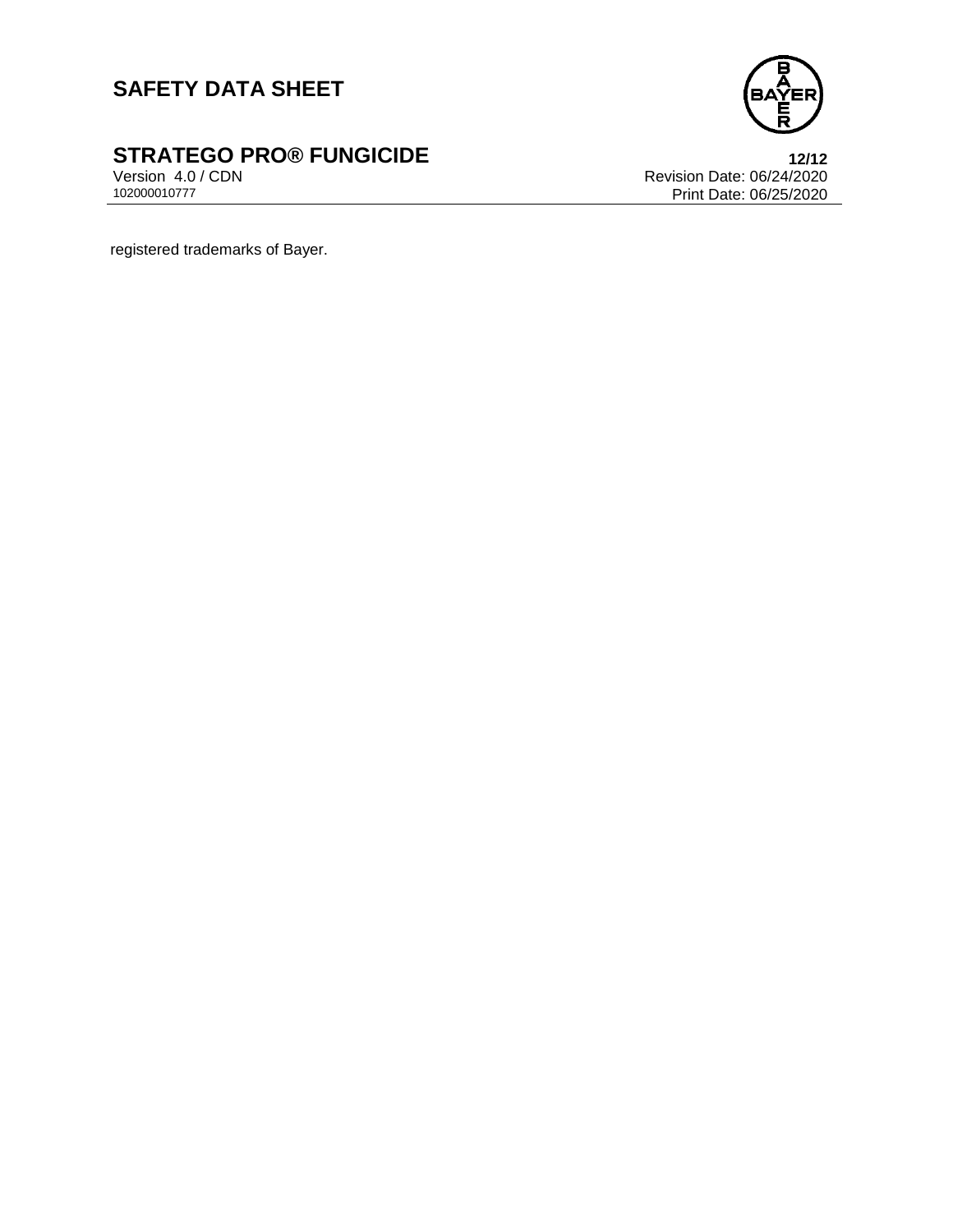registered trademarks of Bayer.